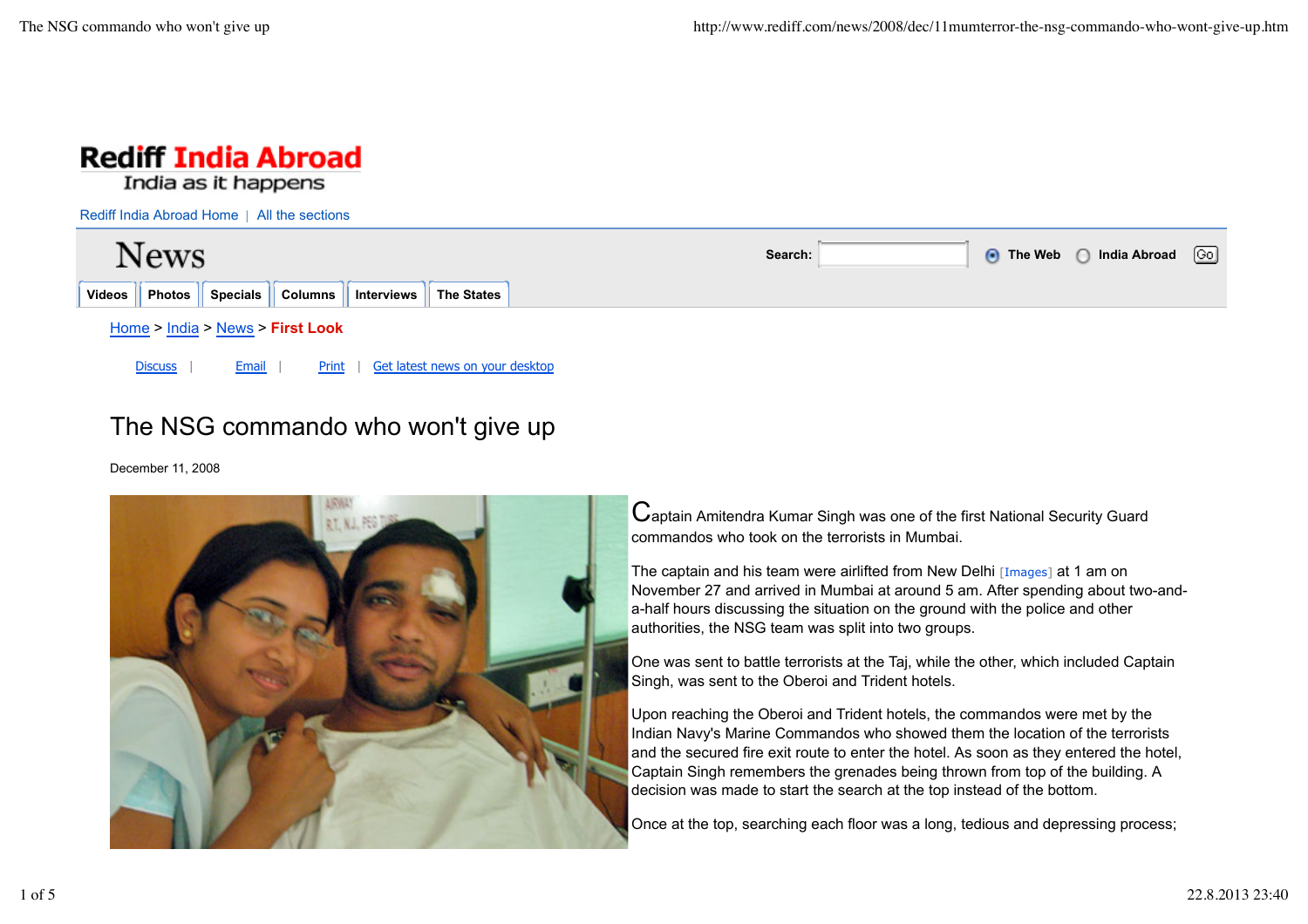Rediff India Abroad
India as it happens

Rediff India Abroad Home | All the sections

News

Search: The Web India Abroad Go

Videos | Photos | Specials | Columns | Interviews | The States

Home > India > News > **First Look**

Discuss | Email | Print | Get latest news on your desktop

# The NSG commando who won't give up

December 11, 2008

Captain Amitendra Kumar Singh was one of the first National Security Guard commandos who took on the terrorists in Mumbai.

The captain and his team were airlifted from New Delhi [Images] at 1 am on November 27 and arrived in Mumbai at around 5 am. After spending about two-and-a-half hours discussing the situation on the ground with the police and other authorities, the NSG team was split into two groups.

One was sent to battle terrorists at the Taj, while the other, which included Captain Singh, was sent to the Oberoi and Trident hotels.

Upon reaching the Oberoi and Trident hotels, the commandos were met by the Indian Navy's Marine Commandos who showed them the location of the terrorists and the secured fire exit route to enter the hotel. As soon as they entered the hotel, Captain Singh remembers the grenades being thrown from top of the building. A decision was made to start the search at the top instead of the bottom.

Once at the top, searching each floor was a long, tedious and depressing process;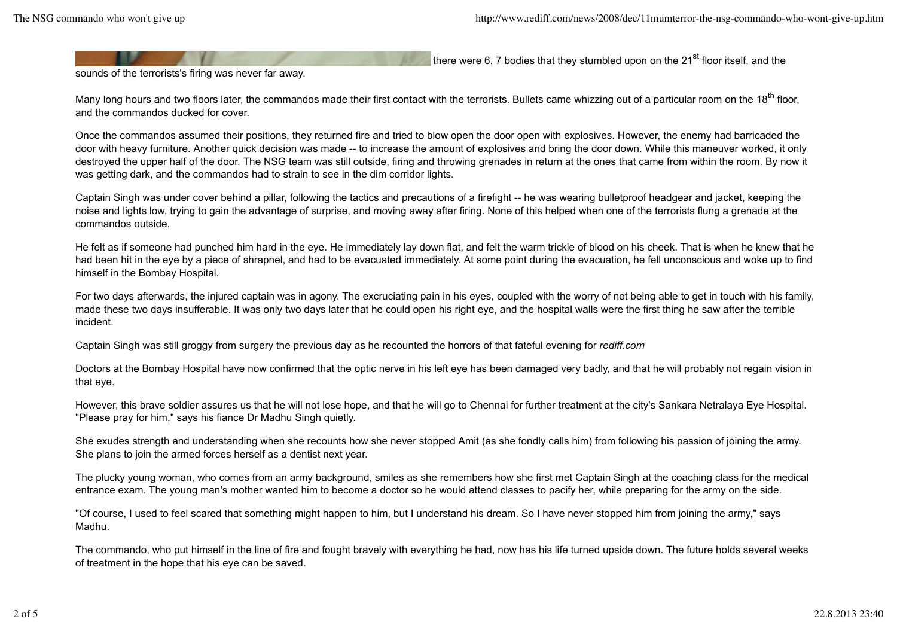there were 6, 7 bodies that they stumbled upon on the 21st floor itself, and the sounds of the terrorists's firing was never far away.

Many long hours and two floors later, the commandos made their first contact with the terrorists. Bullets came whizzing out of a particular room on the 18th floor, and the commandos ducked for cover.

Once the commandos assumed their positions, they returned fire and tried to blow open the door open with explosives. However, the enemy had barricaded the door with heavy furniture. Another quick decision was made -- to increase the amount of explosives and bring the door down. While this maneuver worked, it only destroyed the upper half of the door. The NSG team was still outside, firing and throwing grenades in return at the ones that came from within the room. By now it was getting dark, and the commandos had to strain to see in the dim corridor lights.

Captain Singh was under cover behind a pillar, following the tactics and precautions of a firefight -- he was wearing bulletproof headgear and jacket, keeping the noise and lights low, trying to gain the advantage of surprise, and moving away after firing. None of this helped when one of the terrorists flung a grenade at the commandos outside.

He felt as if someone had punched him hard in the eye. He immediately lay down flat, and felt the warm trickle of blood on his cheek. That is when he knew that he had been hit in the eye by a piece of shrapnel, and had to be evacuated immediately. At some point during the evacuation, he fell unconscious and woke up to find himself in the Bombay Hospital.

For two days afterwards, the injured captain was in agony. The excruciating pain in his eyes, coupled with the worry of not being able to get in touch with his family, made these two days insufferable. It was only two days later that he could open his right eye, and the hospital walls were the first thing he saw after the terrible incident.

Captain Singh was still groggy from surgery the previous day as he recounted the horrors of that fateful evening for *rediff.com*

Doctors at the Bombay Hospital have now confirmed that the optic nerve in his left eye has been damaged very badly, and that he will probably not regain vision in that eye.

However, this brave soldier assures us that he will not lose hope, and that he will go to Chennai for further treatment at the city's Sankara Netralaya Eye Hospital. "Please pray for him," says his fiance Dr Madhu Singh quietly.

She exudes strength and understanding when she recounts how she never stopped Amit (as she fondly calls him) from following his passion of joining the army. She plans to join the armed forces herself as a dentist next year.

The plucky young woman, who comes from an army background, smiles as she remembers how she first met Captain Singh at the coaching class for the medical entrance exam. The young man's mother wanted him to become a doctor so he would attend classes to pacify her, while preparing for the army on the side.

"Of course, I used to feel scared that something might happen to him, but I understand his dream. So I have never stopped him from joining the army," says Madhu.

The commando, who put himself in the line of fire and fought bravely with everything he had, now has his life turned upside down. The future holds several weeks of treatment in the hope that his eye can be saved.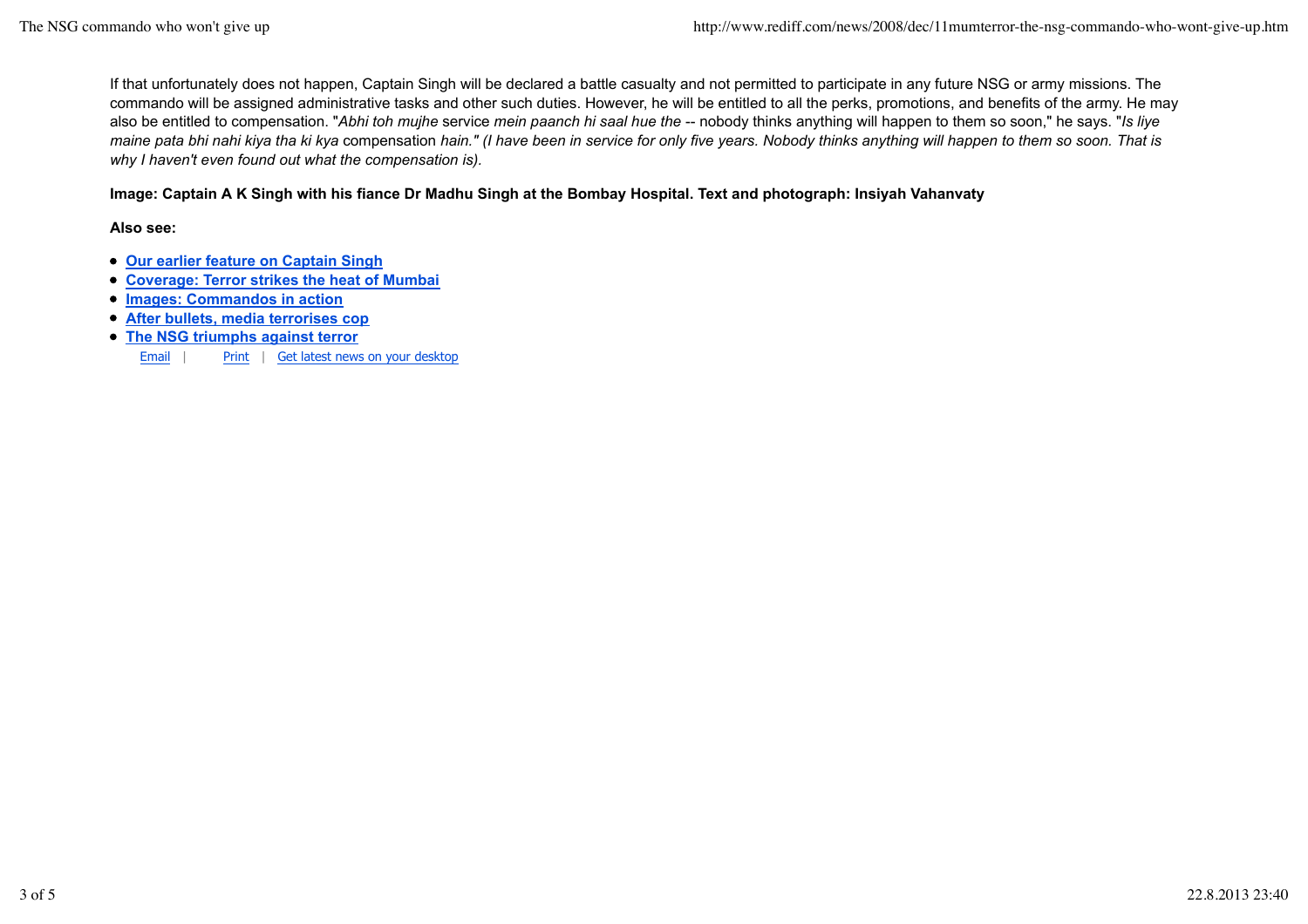If that unfortunately does not happen, Captain Singh will be declared a battle casualty and not permitted to participate in any future NSG or army missions. The commando will be assigned administrative tasks and other such duties. However, he will be entitled to all the perks, promotions, and benefits of the army. He may also be entitled to compensation. "*Abhi toh mujhe* service *mein paanch hi saal hue the* -- nobody thinks anything will happen to them so soon," he says. "*Is liye maine pata bhi nahi kiya tha ki kya* compensation *hain." (I have been in service for only five years. Nobody thinks anything will happen to them so soon. That is why I haven't even found out what the compensation is).*

**Image: Captain A K Singh with his fiance Dr Madhu Singh at the Bombay Hospital. Text and photograph: Insiyah Vahanvaty**

**Also see:**

- **Our earlier feature on Captain Singh**
- **Coverage: Terror strikes the heat of Mumbai**
- **Images: Commandos in action**
- **After bullets, media terrorises cop**
- **The NSG triumphs against terror**

Email | Print | Get latest news on your desktop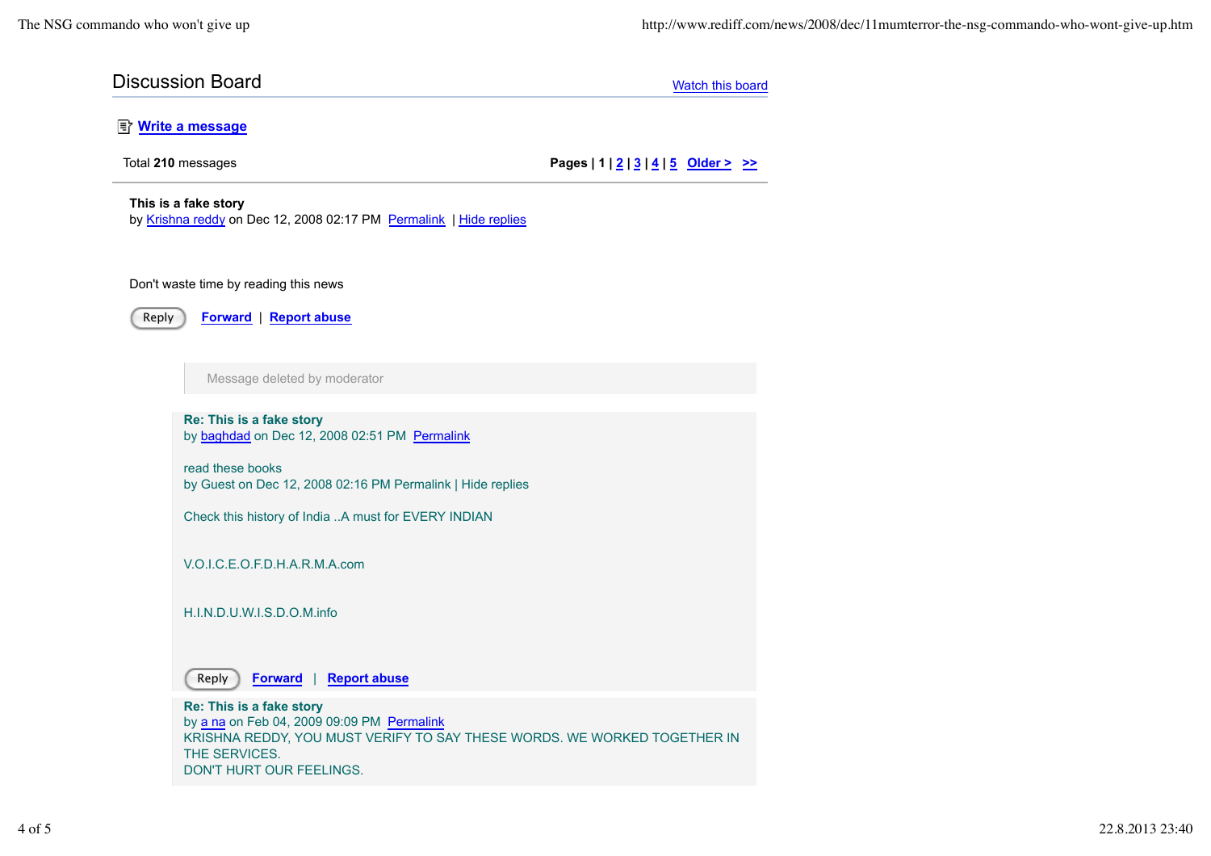## Discussion Board

Watch this board

Write a message

Total **210** messages

**Pages | 1 | 2 | 3 | 4 | 5 Older > >>**

**This is a fake story**
by Krishna reddy on Dec 12, 2008 02:17 PM Permalink | Hide replies

Don't waste time by reading this news

Reply Forward | Report abuse

Message deleted by moderator

**Re: This is a fake story**
by baghdad on Dec 12, 2008 02:51 PM Permalink

read these books
by Guest on Dec 12, 2008 02:16 PM Permalink | Hide replies

Check this history of India ..A must for EVERY INDIAN

V.O.I.C.E.O.F.D.H.A.R.M.A.com

H.I.N.D.U.W.I.S.D.O.M.info

Reply Forward | Report abuse

**Re: This is a fake story**
by a na on Feb 04, 2009 09:09 PM Permalink
KRISHNA REDDY, YOU MUST VERIFY TO SAY THESE WORDS. WE WORKED TOGETHER IN THE SERVICES.
DON'T HURT OUR FEELINGS.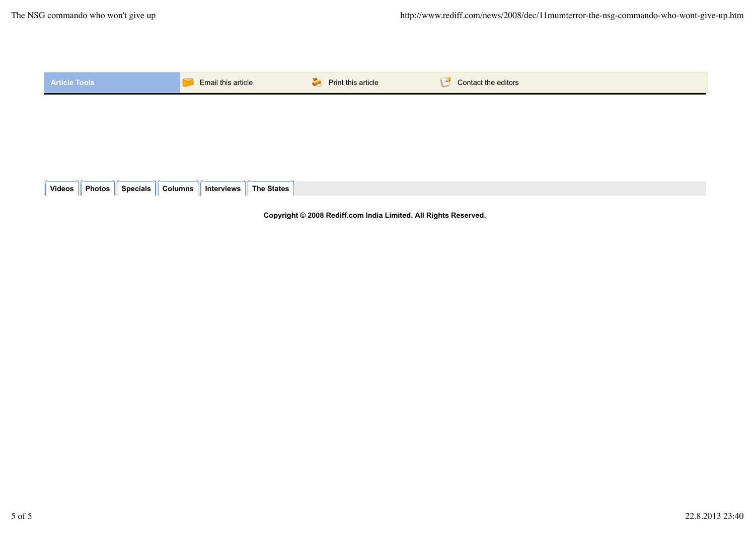Article Tools | Email this article | Print this article | Contact the editors

Videos | Photos | Specials | Columns | Interviews | The States

**Copyright © 2008 Rediff.com India Limited. All Rights Reserved.**